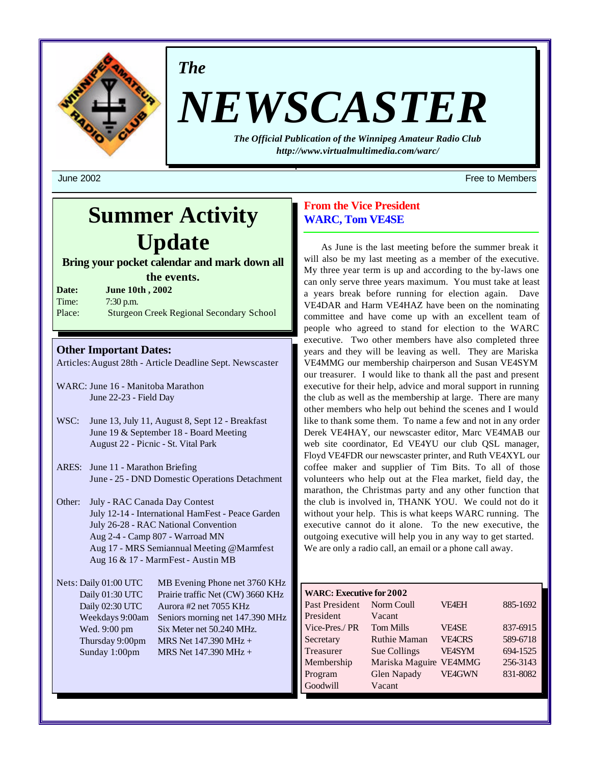*The*

# NEWSCASTER

***The Official Publication of the Winnipeg Amateur Radio Club***
***http://www.virtualmultimedia.com/warc/***

June 2002 — Free to Members

## Summer Activity Update

**Bring your pocket calendar and mark down all the events.**

**Date:** **June 10th , 2002**
Time: 7:30 p.m.
Place: Sturgeon Creek Regional Secondary School

### Other Important Dates:

Articles: August 28th - Article Deadline Sept. Newscaster

WARC: June 16 - Manitoba Marathon
June 22-23 - Field Day

WSC: June 13, July 11, August 8, Sept 12 - Breakfast
June 19 & September 18 - Board Meeting
August 22 - Picnic - St. Vital Park

ARES: June 11 - Marathon Briefing
June - 25 - DND Domestic Operations Detachment

Other: July - RAC Canada Day Contest
July 12-14 - International HamFest - Peace Garden
July 26-28 - RAC National Convention
Aug 2-4 - Camp 807 - Warroad MN
Aug 17 - MRS Semiannual Meeting @Marmfest
Aug 16 & 17 - MarmFest - Austin MB

Nets:

| | |
|---|---|
| Daily 01:00 UTC | MB Evening Phone net 3760 KHz |
| Daily 01:30 UTC | Prairie traffic Net (CW) 3660 KHz |
| Daily 02:30 UTC | Aurora #2 net 7055 KHz |
| Weekdays 9:00am | Seniors morning net 147.390 MHz |
| Wed. 9:00 pm | Six Meter net 50.240 MHz. |
| Thursday 9:00pm | MRS Net 147.390 MHz + |
| Sunday 1:00pm | MRS Net 147.390 MHz + |

## From the Vice President
## WARC, Tom VE4SE

As June is the last meeting before the summer break it will also be my last meeting as a member of the executive. My three year term is up and according to the by-laws one can only serve three years maximum. You must take at least a years break before running for election again. Dave VE4DAR and Harm VE4HAZ have been on the nominating committee and have come up with an excellent team of people who agreed to stand for election to the WARC executive. Two other members have also completed three years and they will be leaving as well. They are Mariska VE4MMG our membership chairperson and Susan VE4SYM our treasurer. I would like to thank all the past and present executive for their help, advice and moral support in running the club as well as the membership at large. There are many other members who help out behind the scenes and I would like to thank some them. To name a few and not in any order Derek VE4HAY, our newscaster editor, Marc VE4MAB our web site coordinator, Ed VE4YU our club QSL manager, Floyd VE4FDR our newscaster printer, and Ruth VE4XYL our coffee maker and supplier of Tim Bits. To all of those volunteers who help out at the Flea market, field day, the marathon, the Christmas party and any other function that the club is involved in, THANK YOU. We could not do it without your help. This is what keeps WARC running. The executive cannot do it alone. To the new executive, the outgoing executive will help you in any way to get started. We are only a radio call, an email or a phone call away.

**WARC: Executive for 2002**

| | | | |
|---|---|---|---|
| Past President | Norm Coull | VE4EH | 885-1692 |
| President | Vacant | | |
| Vice-Pres./ PR | Tom Mills | VE4SE | 837-6915 |
| Secretary | Ruthie Maman | VE4CRS | 589-6718 |
| Treasurer | Sue Collings | VE4SYM | 694-1525 |
| Membership | Mariska Maguire | VE4MMG | 256-3143 |
| Program | Glen Napady | VE4GWN | 831-8082 |
| Goodwill | Vacant | | |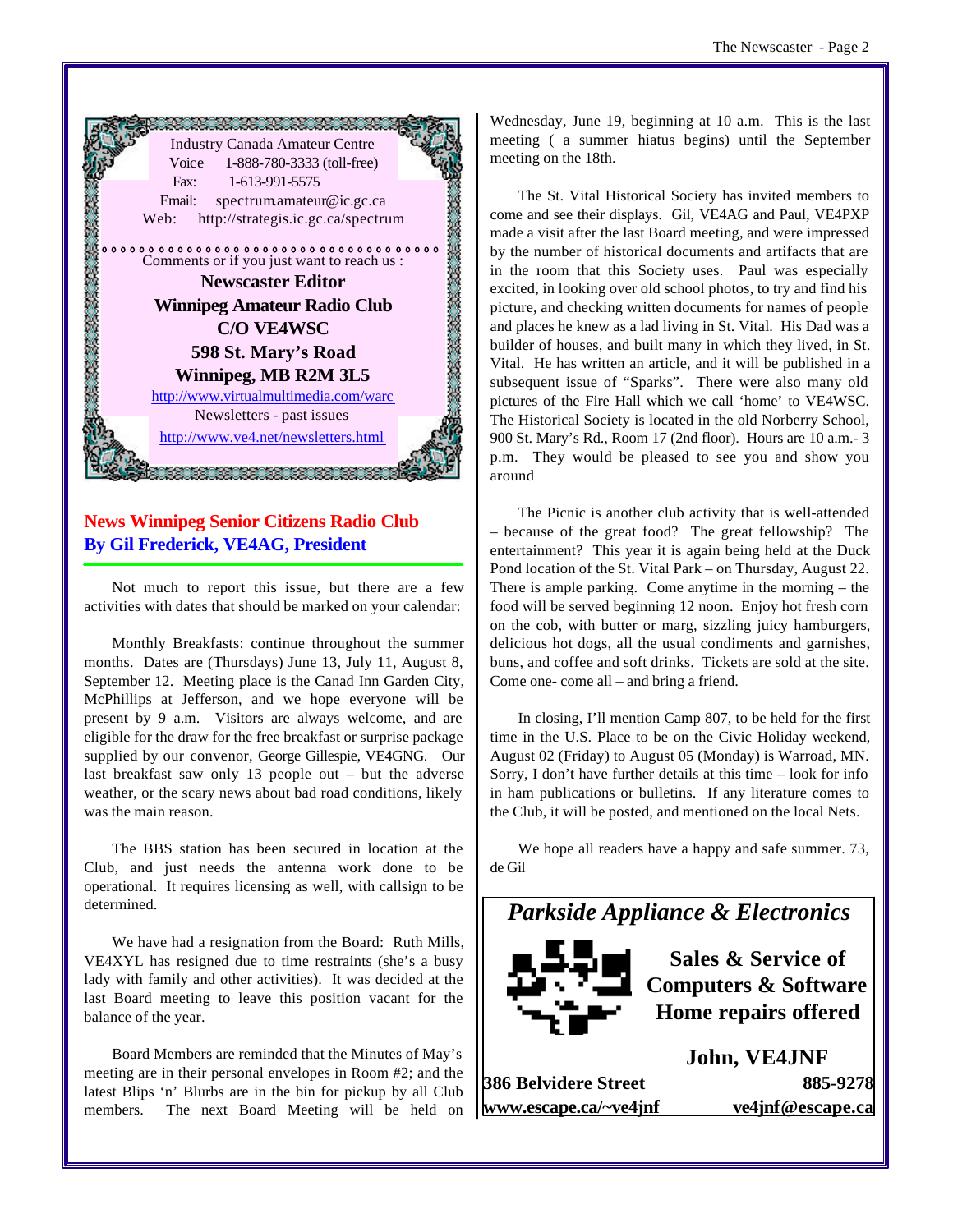Industry Canada Amateur Centre
Voice 1-888-780-3333 (toll-free)
Fax: 1-613-991-5575
Email: spectrum.amateur@ic.gc.ca
Web: http://strategis.ic.gc.ca/spectrum

Comments or if you just want to reach us :

**Newscaster Editor**
**Winnipeg Amateur Radio Club**
**C/O VE4WSC**
**598 St. Mary's Road**
**Winnipeg, MB R2M 3L5**

http://www.virtualmultimedia.com/warc

Newsletters - past issues

http://www.ve4.net/newsletters.html

## News Winnipeg Senior Citizens Radio Club
### By Gil Frederick, VE4AG, President

Not much to report this issue, but there are a few activities with dates that should be marked on your calendar:

Monthly Breakfasts: continue throughout the summer months. Dates are (Thursdays) June 13, July 11, August 8, September 12. Meeting place is the Canad Inn Garden City, McPhillips at Jefferson, and we hope everyone will be present by 9 a.m. Visitors are always welcome, and are eligible for the draw for the free breakfast or surprise package supplied by our convenor, George Gillespie, VE4GNG. Our last breakfast saw only 13 people out – but the adverse weather, or the scary news about bad road conditions, likely was the main reason.

The BBS station has been secured in location at the Club, and just needs the antenna work done to be operational. It requires licensing as well, with callsign to be determined.

We have had a resignation from the Board: Ruth Mills, VE4XYL has resigned due to time restraints (she's a busy lady with family and other activities). It was decided at the last Board meeting to leave this position vacant for the balance of the year.

Board Members are reminded that the Minutes of May's meeting are in their personal envelopes in Room #2; and the latest Blips 'n' Blurbs are in the bin for pickup by all Club members. The next Board Meeting will be held on Wednesday, June 19, beginning at 10 a.m. This is the last meeting ( a summer hiatus begins) until the September meeting on the 18th.

The St. Vital Historical Society has invited members to come and see their displays. Gil, VE4AG and Paul, VE4PXP made a visit after the last Board meeting, and were impressed by the number of historical documents and artifacts that are in the room that this Society uses. Paul was especially excited, in looking over old school photos, to try and find his picture, and checking written documents for names of people and places he knew as a lad living in St. Vital. His Dad was a builder of houses, and built many in which they lived, in St. Vital. He has written an article, and it will be published in a subsequent issue of "Sparks". There were also many old pictures of the Fire Hall which we call 'home' to VE4WSC. The Historical Society is located in the old Norberry School, 900 St. Mary's Rd., Room 17 (2nd floor). Hours are 10 a.m.- 3 p.m. They would be pleased to see you and show you around

The Picnic is another club activity that is well-attended – because of the great food? The great fellowship? The entertainment? This year it is again being held at the Duck Pond location of the St. Vital Park – on Thursday, August 22. There is ample parking. Come anytime in the morning – the food will be served beginning 12 noon. Enjoy hot fresh corn on the cob, with butter or marg, sizzling juicy hamburgers, delicious hot dogs, all the usual condiments and garnishes, buns, and coffee and soft drinks. Tickets are sold at the site. Come one- come all – and bring a friend.

In closing, I'll mention Camp 807, to be held for the first time in the U.S. Place to be on the Civic Holiday weekend, August 02 (Friday) to August 05 (Monday) is Warroad, MN. Sorry, I don't have further details at this time – look for info in ham publications or bulletins. If any literature comes to the Club, it will be posted, and mentioned on the local Nets.

We hope all readers have a happy and safe summer. 73, de Gil

***Parkside Appliance & Electronics***

**Sales & Service of**
**Computers & Software**
**Home repairs offered**

**John, VE4JNF**

**386 Belvidere Street** **885-9278**
**www.escape.ca/~ve4jnf** **ve4jnf@escape.ca**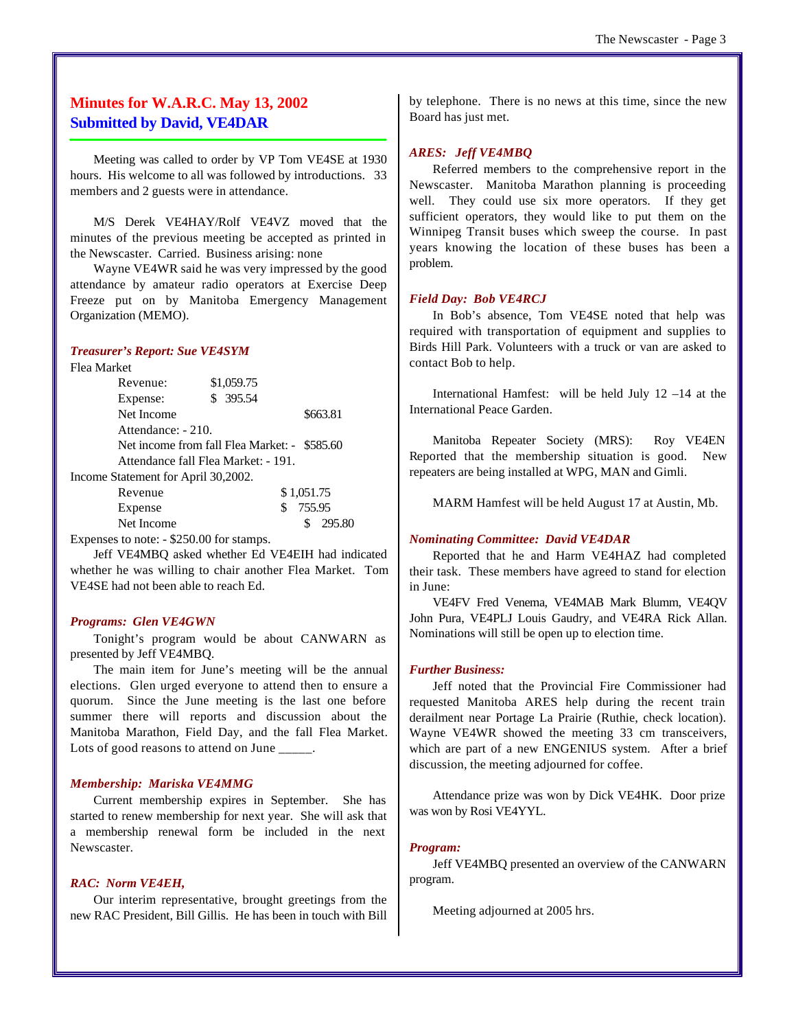## Minutes for W.A.R.C. May 13, 2002
## Submitted by David, VE4DAR

Meeting was called to order by VP Tom VE4SE at 1930 hours. His welcome to all was followed by introductions. 33 members and 2 guests were in attendance.

M/S Derek VE4HAY/Rolf VE4VZ moved that the minutes of the previous meeting be accepted as printed in the Newscaster. Carried. Business arising: none

Wayne VE4WR said he was very impressed by the good attendance by amateur radio operators at Exercise Deep Freeze put on by Manitoba Emergency Management Organization (MEMO).

***Treasurer's Report: Sue VE4SYM***

Flea Market

| | | |
|---|---|---|
| Revenue: | $1,059.75 | |
| Expense: | $ 395.54 | |
| Net Income | | $663.81 |
| Attendance: - 210. | | |
| Net income from fall Flea Market: - | | $585.60 |
| Attendance fall Flea Market: - 191. | | |

Income Statement for April 30,2002.

| | |
|---|---|
| Revenue | $ 1,051.75 |
| Expense | $ 755.95 |
| Net Income | $ 295.80 |

Expenses to note: - $250.00 for stamps.

Jeff VE4MBQ asked whether Ed VE4EIH had indicated whether he was willing to chair another Flea Market. Tom VE4SE had not been able to reach Ed.

***Programs: Glen VE4GWN***

Tonight's program would be about CANWARN as presented by Jeff VE4MBQ.

The main item for June's meeting will be the annual elections. Glen urged everyone to attend then to ensure a quorum. Since the June meeting is the last one before summer there will reports and discussion about the Manitoba Marathon, Field Day, and the fall Flea Market. Lots of good reasons to attend on June _____.

***Membership: Mariska VE4MMG***

Current membership expires in September. She has started to renew membership for next year. She will ask that a membership renewal form be included in the next Newscaster.

***RAC: Norm VE4EH,***

Our interim representative, brought greetings from the new RAC President, Bill Gillis. He has been in touch with Bill by telephone. There is no news at this time, since the new Board has just met.

***ARES: Jeff VE4MBQ***

Referred members to the comprehensive report in the Newscaster. Manitoba Marathon planning is proceeding well. They could use six more operators. If they get sufficient operators, they would like to put them on the Winnipeg Transit buses which sweep the course. In past years knowing the location of these buses has been a problem.

***Field Day: Bob VE4RCJ***

In Bob's absence, Tom VE4SE noted that help was required with transportation of equipment and supplies to Birds Hill Park. Volunteers with a truck or van are asked to contact Bob to help.

International Hamfest: will be held July 12 –14 at the International Peace Garden.

Manitoba Repeater Society (MRS): Roy VE4EN Reported that the membership situation is good. New repeaters are being installed at WPG, MAN and Gimli.

MARM Hamfest will be held August 17 at Austin, Mb.

***Nominating Committee: David VE4DAR***

Reported that he and Harm VE4HAZ had completed their task. These members have agreed to stand for election in June:

VE4FV Fred Venema, VE4MAB Mark Blumm, VE4QV John Pura, VE4PLJ Louis Gaudry, and VE4RA Rick Allan. Nominations will still be open up to election time.

***Further Business:***

Jeff noted that the Provincial Fire Commissioner had requested Manitoba ARES help during the recent train derailment near Portage La Prairie (Ruthie, check location). Wayne VE4WR showed the meeting 33 cm transceivers, which are part of a new ENGENIUS system. After a brief discussion, the meeting adjourned for coffee.

Attendance prize was won by Dick VE4HK. Door prize was won by Rosi VE4YYL.

***Program:***

Jeff VE4MBQ presented an overview of the CANWARN program.

Meeting adjourned at 2005 hrs.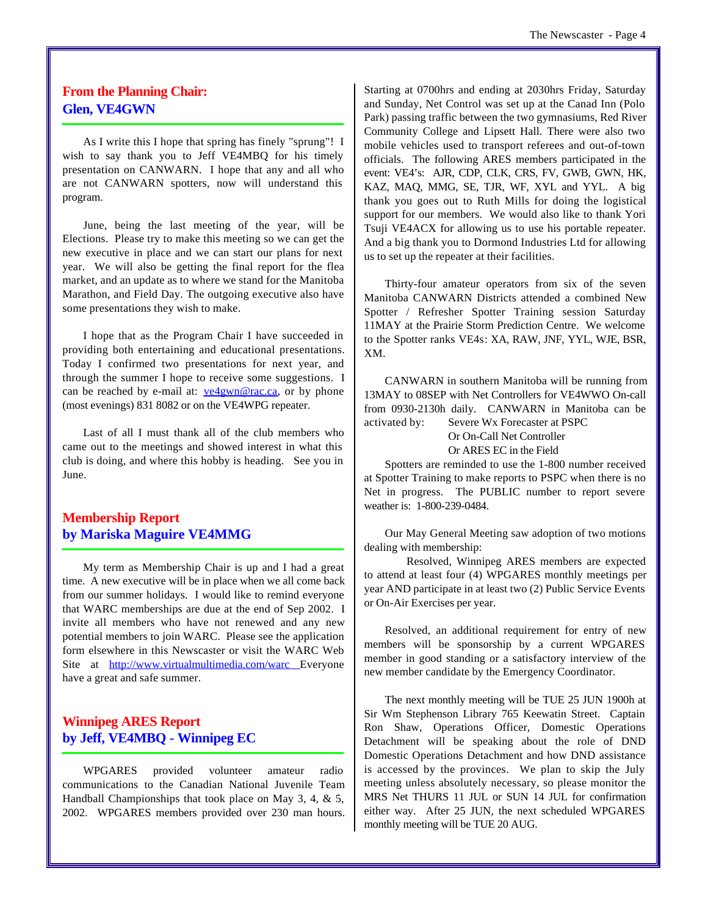## From the Planning Chair: Glen, VE4GWN

As I write this I hope that spring has finely "sprung"! I wish to say thank you to Jeff VE4MBQ for his timely presentation on CANWARN. I hope that any and all who are not CANWARN spotters, now will understand this program.

June, being the last meeting of the year, will be Elections. Please try to make this meeting so we can get the new executive in place and we can start our plans for next year. We will also be getting the final report for the flea market, and an update as to where we stand for the Manitoba Marathon, and Field Day. The outgoing executive also have some presentations they wish to make.

I hope that as the Program Chair I have succeeded in providing both entertaining and educational presentations. Today I confirmed two presentations for next year, and through the summer I hope to receive some suggestions. I can be reached by e-mail at: ve4gwn@rac.ca, or by phone (most evenings) 831 8082 or on the VE4WPG repeater.

Last of all I must thank all of the club members who came out to the meetings and showed interest in what this club is doing, and where this hobby is heading. See you in June.

## Membership Report by Mariska Maguire VE4MMG

My term as Membership Chair is up and I had a great time. A new executive will be in place when we all come back from our summer holidays. I would like to remind everyone that WARC memberships are due at the end of Sep 2002. I invite all members who have not renewed and any new potential members to join WARC. Please see the application form elsewhere in this Newscaster or visit the WARC Web Site at http://www.virtualmultimedia.com/warc Everyone have a great and safe summer.

## Winnipeg ARES Report by Jeff, VE4MBQ - Winnipeg EC

WPGARES provided volunteer amateur radio communications to the Canadian National Juvenile Team Handball Championships that took place on May 3, 4, & 5, 2002. WPGARES members provided over 230 man hours. Starting at 0700hrs and ending at 2030hrs Friday, Saturday and Sunday, Net Control was set up at the Canad Inn (Polo Park) passing traffic between the two gymnasiums, Red River Community College and Lipsett Hall. There were also two mobile vehicles used to transport referees and out-of-town officials. The following ARES members participated in the event: VE4's: AJR, CDP, CLK, CRS, FV, GWB, GWN, HK, KAZ, MAQ, MMG, SE, TJR, WF, XYL and YYL. A big thank you goes out to Ruth Mills for doing the logistical support for our members. We would also like to thank Yori Tsuji VE4ACX for allowing us to use his portable repeater. And a big thank you to Dormond Industries Ltd for allowing us to set up the repeater at their facilities.

Thirty-four amateur operators from six of the seven Manitoba CANWARN Districts attended a combined New Spotter / Refresher Spotter Training session Saturday 11MAY at the Prairie Storm Prediction Centre. We welcome to the Spotter ranks VE4s: XA, RAW, JNF, YYL, WJE, BSR, XM.

CANWARN in southern Manitoba will be running from 13MAY to 08SEP with Net Controllers for VE4WWO On-call from 0930-2130h daily. CANWARN in Manitoba can be activated by: Severe Wx Forecaster at PSPC
Or On-Call Net Controller
Or ARES EC in the Field

Spotters are reminded to use the 1-800 number received at Spotter Training to make reports to PSPC when there is no Net in progress. The PUBLIC number to report severe weather is: 1-800-239-0484.

Our May General Meeting saw adoption of two motions dealing with membership:

Resolved, Winnipeg ARES members are expected to attend at least four (4) WPGARES monthly meetings per year AND participate in at least two (2) Public Service Events or On-Air Exercises per year.

Resolved, an additional requirement for entry of new members will be sponsorship by a current WPGARES member in good standing or a satisfactory interview of the new member candidate by the Emergency Coordinator.

The next monthly meeting will be TUE 25 JUN 1900h at Sir Wm Stephenson Library 765 Keewatin Street. Captain Ron Shaw, Operations Officer, Domestic Operations Detachment will be speaking about the role of DND Domestic Operations Detachment and how DND assistance is accessed by the provinces. We plan to skip the July meeting unless absolutely necessary, so please monitor the MRS Net THURS 11 JUL or SUN 14 JUL for confirmation either way. After 25 JUN, the next scheduled WPGARES monthly meeting will be TUE 20 AUG.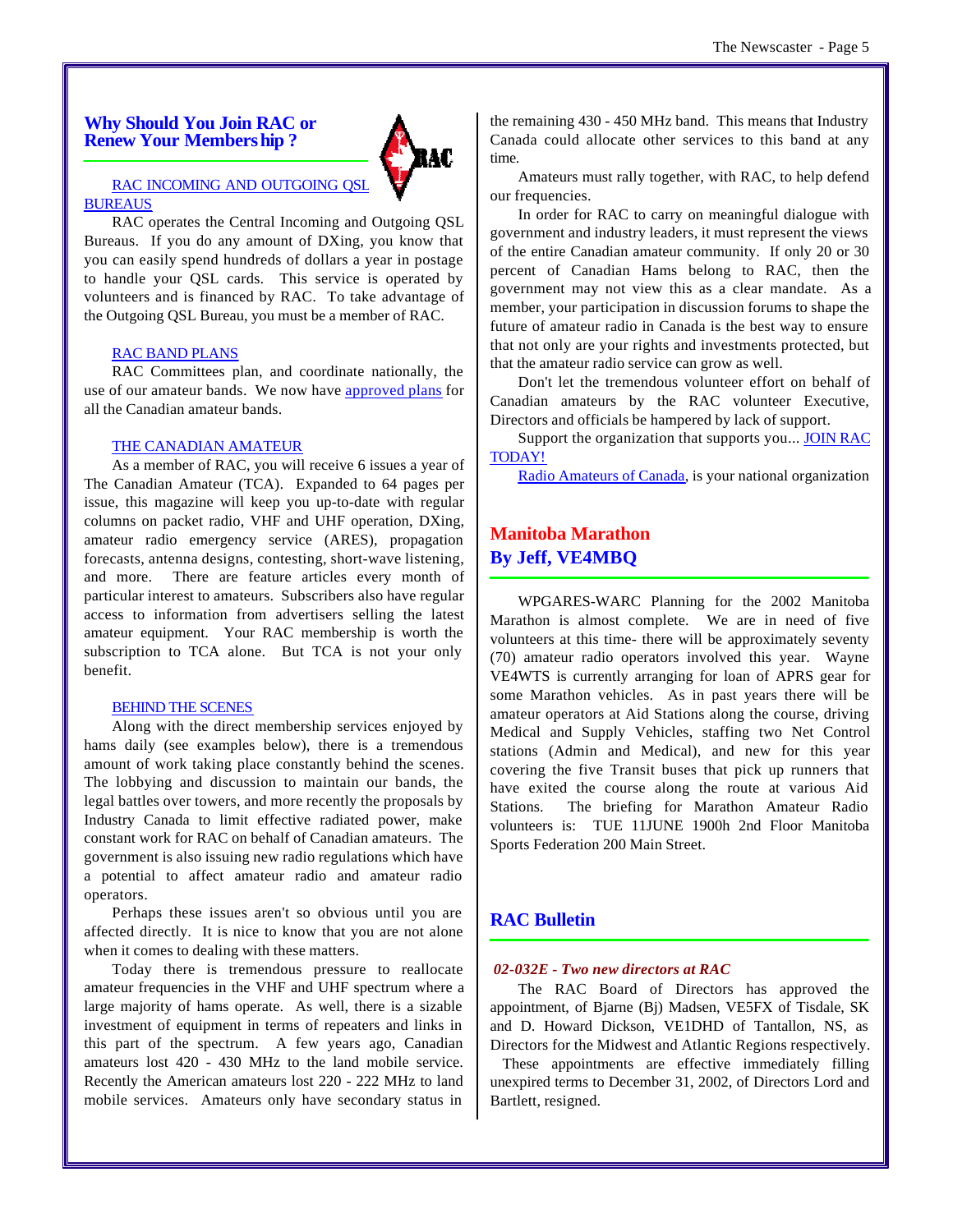## Why Should You Join RAC or Renew Your Membership ?

RAC INCOMING AND OUTGOING QSL BUREAUS

RAC operates the Central Incoming and Outgoing QSL Bureaus. If you do any amount of DXing, you know that you can easily spend hundreds of dollars a year in postage to handle your QSL cards. This service is operated by volunteers and is financed by RAC. To take advantage of the Outgoing QSL Bureau, you must be a member of RAC.

RAC BAND PLANS

RAC Committees plan, and coordinate nationally, the use of our amateur bands. We now have approved plans for all the Canadian amateur bands.

THE CANADIAN AMATEUR

As a member of RAC, you will receive 6 issues a year of The Canadian Amateur (TCA). Expanded to 64 pages per issue, this magazine will keep you up-to-date with regular columns on packet radio, VHF and UHF operation, DXing, amateur radio emergency service (ARES), propagation forecasts, antenna designs, contesting, short-wave listening, and more. There are feature articles every month of particular interest to amateurs. Subscribers also have regular access to information from advertisers selling the latest amateur equipment. Your RAC membership is worth the subscription to TCA alone. But TCA is not your only benefit.

BEHIND THE SCENES

Along with the direct membership services enjoyed by hams daily (see examples below), there is a tremendous amount of work taking place constantly behind the scenes. The lobbying and discussion to maintain our bands, the legal battles over towers, and more recently the proposals by Industry Canada to limit effective radiated power, make constant work for RAC on behalf of Canadian amateurs. The government is also issuing new radio regulations which have a potential to affect amateur radio and amateur radio operators.

Perhaps these issues aren't so obvious until you are affected directly. It is nice to know that you are not alone when it comes to dealing with these matters.

Today there is tremendous pressure to reallocate amateur frequencies in the VHF and UHF spectrum where a large majority of hams operate. As well, there is a sizable investment of equipment in terms of repeaters and links in this part of the spectrum. A few years ago, Canadian amateurs lost 420 - 430 MHz to the land mobile service. Recently the American amateurs lost 220 - 222 MHz to land mobile services. Amateurs only have secondary status in the remaining 430 - 450 MHz band. This means that Industry Canada could allocate other services to this band at any time.

Amateurs must rally together, with RAC, to help defend our frequencies.

In order for RAC to carry on meaningful dialogue with government and industry leaders, it must represent the views of the entire Canadian amateur community. If only 20 or 30 percent of Canadian Hams belong to RAC, then the government may not view this as a clear mandate. As a member, your participation in discussion forums to shape the future of amateur radio in Canada is the best way to ensure that not only are your rights and investments protected, but that the amateur radio service can grow as well.

Don't let the tremendous volunteer effort on behalf of Canadian amateurs by the RAC volunteer Executive, Directors and officials be hampered by lack of support.

Support the organization that supports you... JOIN RAC TODAY!

Radio Amateurs of Canada, is your national organization

## Manitoba Marathon
## By Jeff, VE4MBQ

WPGARES-WARC Planning for the 2002 Manitoba Marathon is almost complete. We are in need of five volunteers at this time- there will be approximately seventy (70) amateur radio operators involved this year. Wayne VE4WTS is currently arranging for loan of APRS gear for some Marathon vehicles. As in past years there will be amateur operators at Aid Stations along the course, driving Medical and Supply Vehicles, staffing two Net Control stations (Admin and Medical), and new for this year covering the five Transit buses that pick up runners that have exited the course along the route at various Aid Stations. The briefing for Marathon Amateur Radio volunteers is: TUE 11JUNE 1900h 2nd Floor Manitoba Sports Federation 200 Main Street.

## RAC Bulletin

***02-032E - Two new directors at RAC***

The RAC Board of Directors has approved the appointment, of Bjarne (Bj) Madsen, VE5FX of Tisdale, SK and D. Howard Dickson, VE1DHD of Tantallon, NS, as Directors for the Midwest and Atlantic Regions respectively.

These appointments are effective immediately filling unexpired terms to December 31, 2002, of Directors Lord and Bartlett, resigned.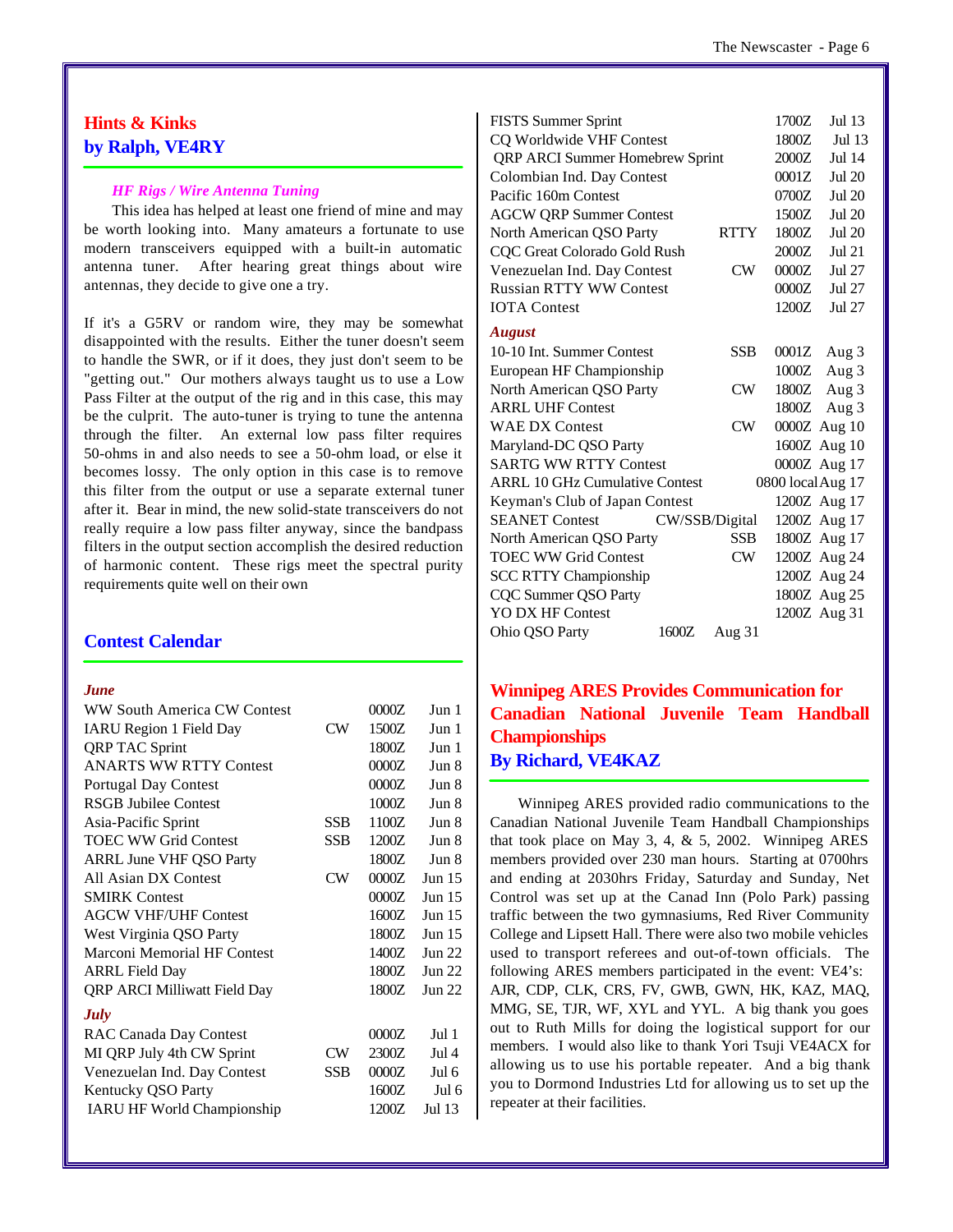## Hints & Kinks
## by Ralph, VE4RY

*HF Rigs / Wire Antenna Tuning*

This idea has helped at least one friend of mine and may be worth looking into. Many amateurs a fortunate to use modern transceivers equipped with a built-in automatic antenna tuner. After hearing great things about wire antennas, they decide to give one a try.

If it's a G5RV or random wire, they may be somewhat disappointed with the results. Either the tuner doesn't seem to handle the SWR, or if it does, they just don't seem to be "getting out." Our mothers always taught us to use a Low Pass Filter at the output of the rig and in this case, this may be the culprit. The auto-tuner is trying to tune the antenna through the filter. An external low pass filter requires 50-ohms in and also needs to see a 50-ohm load, or else it becomes lossy. The only option in this case is to remove this filter from the output or use a separate external tuner after it. Bear in mind, the new solid-state transceivers do not really require a low pass filter anyway, since the bandpass filters in the output section accomplish the desired reduction of harmonic content. These rigs meet the spectral purity requirements quite well on their own

## Contest Calendar

***June***

| Contest | Mode | Time | Date |
|---|---|---|---|
| WW South America CW Contest | | 0000Z | Jun 1 |
| IARU Region 1 Field Day | CW | 1500Z | Jun 1 |
| QRP TAC Sprint | | 1800Z | Jun 1 |
| ANARTS WW RTTY Contest | | 0000Z | Jun 8 |
| Portugal Day Contest | | 0000Z | Jun 8 |
| RSGB Jubilee Contest | | 1000Z | Jun 8 |
| Asia-Pacific Sprint | SSB | 1100Z | Jun 8 |
| TOEC WW Grid Contest | SSB | 1200Z | Jun 8 |
| ARRL June VHF QSO Party | | 1800Z | Jun 8 |
| All Asian DX Contest | CW | 0000Z | Jun 15 |
| SMIRK Contest | | 0000Z | Jun 15 |
| AGCW VHF/UHF Contest | | 1600Z | Jun 15 |
| West Virginia QSO Party | | 1800Z | Jun 15 |
| Marconi Memorial HF Contest | | 1400Z | Jun 22 |
| ARRL Field Day | | 1800Z | Jun 22 |
| QRP ARCI Milliwatt Field Day | | 1800Z | Jun 22 |

***July***

| Contest | Mode | Time | Date |
|---|---|---|---|
| RAC Canada Day Contest | | 0000Z | Jul 1 |
| MI QRP July 4th CW Sprint | CW | 2300Z | Jul 4 |
| Venezuelan Ind. Day Contest | SSB | 0000Z | Jul 6 |
| Kentucky QSO Party | | 1600Z | Jul 6 |
| IARU HF World Championship | | 1200Z | Jul 13 |
| FISTS Summer Sprint | | 1700Z | Jul 13 |
| CQ Worldwide VHF Contest | | 1800Z | Jul 13 |
| QRP ARCI Summer Homebrew Sprint | | 2000Z | Jul 14 |
| Colombian Ind. Day Contest | | 0001Z | Jul 20 |
| Pacific 160m Contest | | 0700Z | Jul 20 |
| AGCW QRP Summer Contest | | 1500Z | Jul 20 |
| North American QSO Party | RTTY | 1800Z | Jul 20 |
| CQC Great Colorado Gold Rush | | 2000Z | Jul 21 |
| Venezuelan Ind. Day Contest | CW | 0000Z | Jul 27 |
| Russian RTTY WW Contest | | 0000Z | Jul 27 |
| IOTA Contest | | 1200Z | Jul 27 |

***August***

| Contest | Mode | Time | Date |
|---|---|---|---|
| 10-10 Int. Summer Contest | SSB | 0001Z | Aug 3 |
| European HF Championship | | 1000Z | Aug 3 |
| North American QSO Party | CW | 1800Z | Aug 3 |
| ARRL UHF Contest | | 1800Z | Aug 3 |
| WAE DX Contest | CW | 0000Z | Aug 10 |
| Maryland-DC QSO Party | | 1600Z | Aug 10 |
| SARTG WW RTTY Contest | | 0000Z | Aug 17 |
| ARRL 10 GHz Cumulative Contest | | 0800 local | Aug 17 |
| Keyman's Club of Japan Contest | | 1200Z | Aug 17 |
| SEANET Contest | CW/SSB/Digital | 1200Z | Aug 17 |
| North American QSO Party | SSB | 1800Z | Aug 17 |
| TOEC WW Grid Contest | CW | 1200Z | Aug 24 |
| SCC RTTY Championship | | 1200Z | Aug 24 |
| CQC Summer QSO Party | | 1800Z | Aug 25 |
| YO DX HF Contest | | 1200Z | Aug 31 |
| Ohio QSO Party | | 1600Z | Aug 31 |

## Winnipeg ARES Provides Communication for Canadian National Juvenile Team Handball Championships
## By Richard, VE4KAZ

Winnipeg ARES provided radio communications to the Canadian National Juvenile Team Handball Championships that took place on May 3, 4, & 5, 2002. Winnipeg ARES members provided over 230 man hours. Starting at 0700hrs and ending at 2030hrs Friday, Saturday and Sunday, Net Control was set up at the Canad Inn (Polo Park) passing traffic between the two gymnasiums, Red River Community College and Lipsett Hall. There were also two mobile vehicles used to transport referees and out-of-town officials. The following ARES members participated in the event: VE4's: AJR, CDP, CLK, CRS, FV, GWB, GWN, HK, KAZ, MAQ, MMG, SE, TJR, WF, XYL and YYL. A big thank you goes out to Ruth Mills for doing the logistical support for our members. I would also like to thank Yori Tsuji VE4ACX for allowing us to use his portable repeater. And a big thank you to Dormond Industries Ltd for allowing us to set up the repeater at their facilities.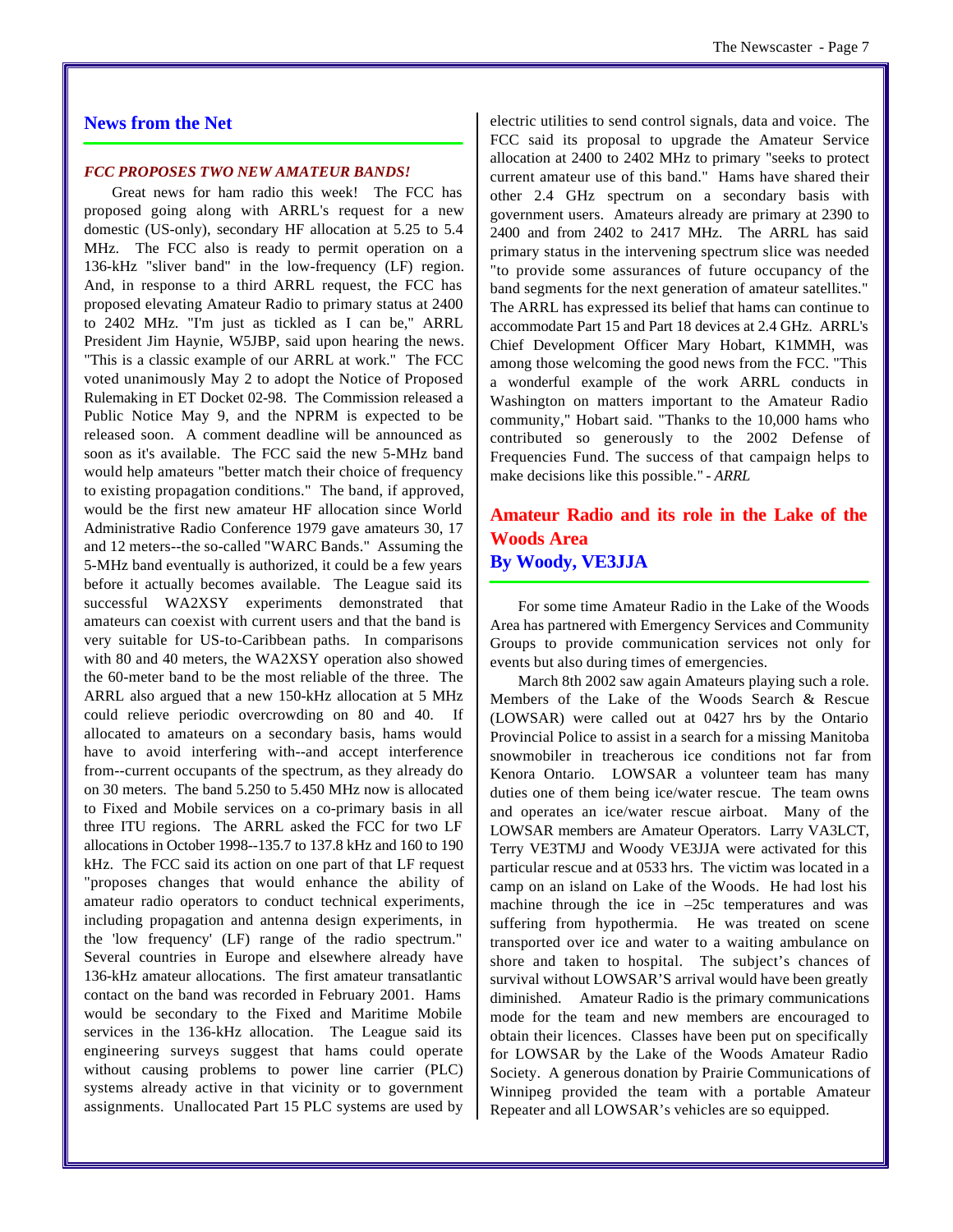## News from the Net

### *FCC PROPOSES TWO NEW AMATEUR BANDS!*

Great news for ham radio this week! The FCC has proposed going along with ARRL's request for a new domestic (US-only), secondary HF allocation at 5.25 to 5.4 MHz. The FCC also is ready to permit operation on a 136-kHz "sliver band" in the low-frequency (LF) region. And, in response to a third ARRL request, the FCC has proposed elevating Amateur Radio to primary status at 2400 to 2402 MHz. "I'm just as tickled as I can be," ARRL President Jim Haynie, W5JBP, said upon hearing the news. "This is a classic example of our ARRL at work." The FCC voted unanimously May 2 to adopt the Notice of Proposed Rulemaking in ET Docket 02-98. The Commission released a Public Notice May 9, and the NPRM is expected to be released soon. A comment deadline will be announced as soon as it's available. The FCC said the new 5-MHz band would help amateurs "better match their choice of frequency to existing propagation conditions." The band, if approved, would be the first new amateur HF allocation since World Administrative Radio Conference 1979 gave amateurs 30, 17 and 12 meters--the so-called "WARC Bands." Assuming the 5-MHz band eventually is authorized, it could be a few years before it actually becomes available. The League said its successful WA2XSY experiments demonstrated that amateurs can coexist with current users and that the band is very suitable for US-to-Caribbean paths. In comparisons with 80 and 40 meters, the WA2XSY operation also showed the 60-meter band to be the most reliable of the three. The ARRL also argued that a new 150-kHz allocation at 5 MHz could relieve periodic overcrowding on 80 and 40. If allocated to amateurs on a secondary basis, hams would have to avoid interfering with--and accept interference from--current occupants of the spectrum, as they already do on 30 meters. The band 5.250 to 5.450 MHz now is allocated to Fixed and Mobile services on a co-primary basis in all three ITU regions. The ARRL asked the FCC for two LF allocations in October 1998--135.7 to 137.8 kHz and 160 to 190 kHz. The FCC said its action on one part of that LF request "proposes changes that would enhance the ability of amateur radio operators to conduct technical experiments, including propagation and antenna design experiments, in the 'low frequency' (LF) range of the radio spectrum." Several countries in Europe and elsewhere already have 136-kHz amateur allocations. The first amateur transatlantic contact on the band was recorded in February 2001. Hams would be secondary to the Fixed and Maritime Mobile services in the 136-kHz allocation. The League said its engineering surveys suggest that hams could operate without causing problems to power line carrier (PLC) systems already active in that vicinity or to government assignments. Unallocated Part 15 PLC systems are used by electric utilities to send control signals, data and voice. The FCC said its proposal to upgrade the Amateur Service allocation at 2400 to 2402 MHz to primary "seeks to protect current amateur use of this band." Hams have shared their other 2.4 GHz spectrum on a secondary basis with government users. Amateurs already are primary at 2390 to 2400 and from 2402 to 2417 MHz. The ARRL has said primary status in the intervening spectrum slice was needed "to provide some assurances of future occupancy of the band segments for the next generation of amateur satellites." The ARRL has expressed its belief that hams can continue to accommodate Part 15 and Part 18 devices at 2.4 GHz. ARRL's Chief Development Officer Mary Hobart, K1MMH, was among those welcoming the good news from the FCC. "This a wonderful example of the work ARRL conducts in Washington on matters important to the Amateur Radio community," Hobart said. "Thanks to the 10,000 hams who contributed so generously to the 2002 Defense of Frequencies Fund. The success of that campaign helps to make decisions like this possible." *- ARRL*

## Amateur Radio and its role in the Lake of the Woods Area
### By Woody, VE3JJA

For some time Amateur Radio in the Lake of the Woods Area has partnered with Emergency Services and Community Groups to provide communication services not only for events but also during times of emergencies.

March 8th 2002 saw again Amateurs playing such a role. Members of the Lake of the Woods Search & Rescue (LOWSAR) were called out at 0427 hrs by the Ontario Provincial Police to assist in a search for a missing Manitoba snowmobiler in treacherous ice conditions not far from Kenora Ontario. LOWSAR a volunteer team has many duties one of them being ice/water rescue. The team owns and operates an ice/water rescue airboat. Many of the LOWSAR members are Amateur Operators. Larry VA3LCT, Terry VE3TMJ and Woody VE3JJA were activated for this particular rescue and at 0533 hrs. The victim was located in a camp on an island on Lake of the Woods. He had lost his machine through the ice in –25c temperatures and was suffering from hypothermia. He was treated on scene transported over ice and water to a waiting ambulance on shore and taken to hospital. The subject's chances of survival without LOWSAR'S arrival would have been greatly diminished. Amateur Radio is the primary communications mode for the team and new members are encouraged to obtain their licences. Classes have been put on specifically for LOWSAR by the Lake of the Woods Amateur Radio Society. A generous donation by Prairie Communications of Winnipeg provided the team with a portable Amateur Repeater and all LOWSAR's vehicles are so equipped.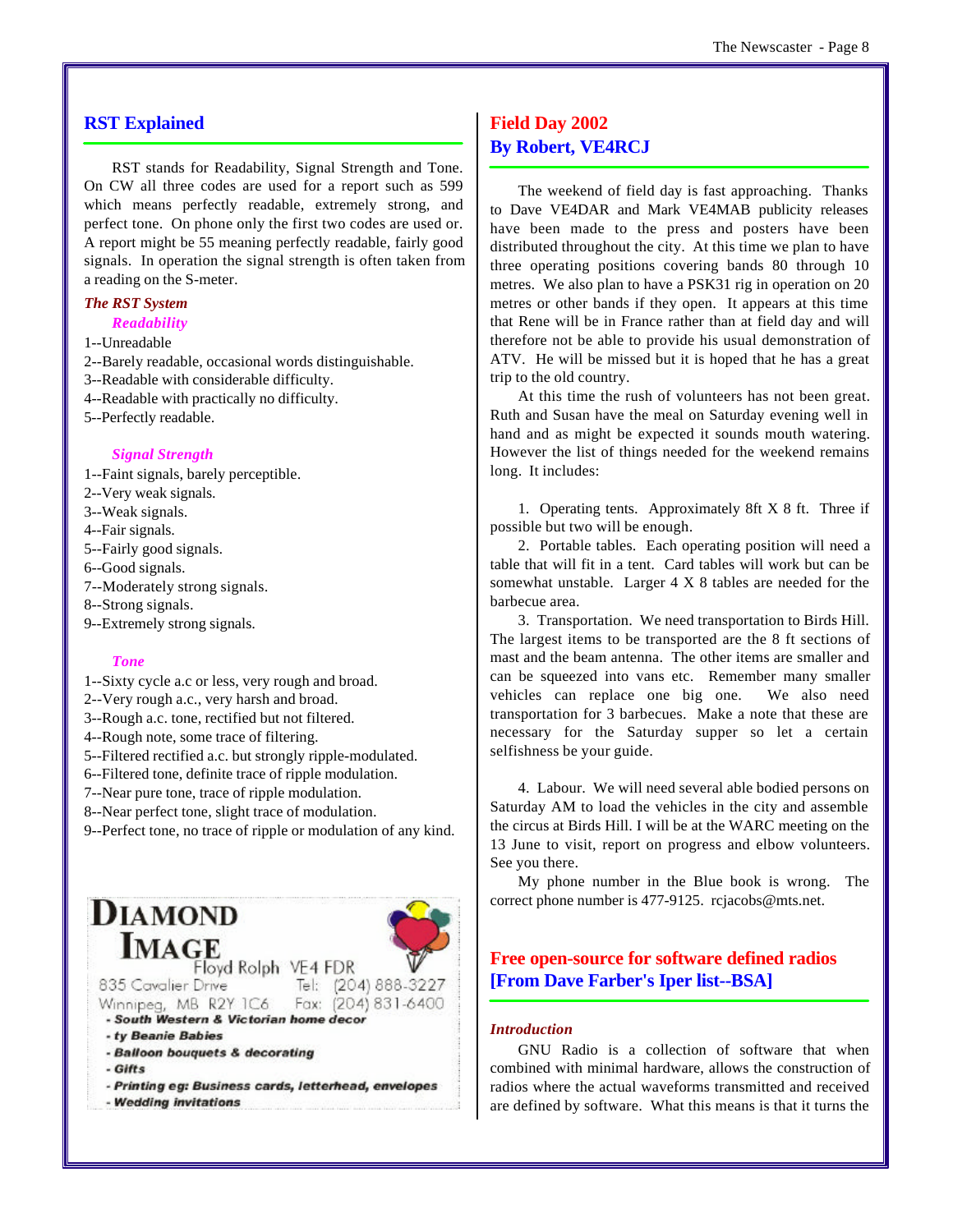## RST Explained

RST stands for Readability, Signal Strength and Tone. On CW all three codes are used for a report such as 599 which means perfectly readable, extremely strong, and perfect tone. On phone only the first two codes are used or. A report might be 55 meaning perfectly readable, fairly good signals. In operation the signal strength is often taken from a reading on the S-meter.

### *The RST System*

#### *Readability*

1--Unreadable
2--Barely readable, occasional words distinguishable.
3--Readable with considerable difficulty.
4--Readable with practically no difficulty.
5--Perfectly readable.

#### *Signal Strength*

1--Faint signals, barely perceptible.
2--Very weak signals.
3--Weak signals.
4--Fair signals.
5--Fairly good signals.
6--Good signals.
7--Moderately strong signals.
8--Strong signals.
9--Extremely strong signals.

#### *Tone*

1--Sixty cycle a.c or less, very rough and broad.
2--Very rough a.c., very harsh and broad.
3--Rough a.c. tone, rectified but not filtered.
4--Rough note, some trace of filtering.
5--Filtered rectified a.c. but strongly ripple-modulated.
6--Filtered tone, definite trace of ripple modulation.
7--Near pure tone, trace of ripple modulation.
8--Near perfect tone, slight trace of modulation.
9--Perfect tone, no trace of ripple or modulation of any kind.

**DIAMOND IMAGE**
Floyd Rolph VE4 FDR
835 Cavalier Drive Tel: (204) 888-3227
Winnipeg, MB R2Y 1C6 Fax: (204) 831-6400
- South Western & Victorian home decor
- ty Beanie Babies
- Balloon bouquets & decorating
- Gifts
- Printing eg: Business cards, letterhead, envelopes
- Wedding invitations

## Field Day 2002
## By Robert, VE4RCJ

The weekend of field day is fast approaching. Thanks to Dave VE4DAR and Mark VE4MAB publicity releases have been made to the press and posters have been distributed throughout the city. At this time we plan to have three operating positions covering bands 80 through 10 metres. We also plan to have a PSK31 rig in operation on 20 metres or other bands if they open. It appears at this time that Rene will be in France rather than at field day and will therefore not be able to provide his usual demonstration of ATV. He will be missed but it is hoped that he has a great trip to the old country.

At this time the rush of volunteers has not been great. Ruth and Susan have the meal on Saturday evening well in hand and as might be expected it sounds mouth watering. However the list of things needed for the weekend remains long. It includes:

1. Operating tents. Approximately 8ft X 8 ft. Three if possible but two will be enough.
2. Portable tables. Each operating position will need a table that will fit in a tent. Card tables will work but can be somewhat unstable. Larger 4 X 8 tables are needed for the barbecue area.
3. Transportation. We need transportation to Birds Hill. The largest items to be transported are the 8 ft sections of mast and the beam antenna. The other items are smaller and can be squeezed into vans etc. Remember many smaller vehicles can replace one big one. We also need transportation for 3 barbecues. Make a note that these are necessary for the Saturday supper so let a certain selfishness be your guide.

4. Labour. We will need several able bodied persons on Saturday AM to load the vehicles in the city and assemble the circus at Birds Hill. I will be at the WARC meeting on the 13 June to visit, report on progress and elbow volunteers. See you there.

My phone number in the Blue book is wrong. The correct phone number is 477-9125. rcjacobs@mts.net.

## Free open-source for software defined radios
## [From Dave Farber's Iper list--BSA]

### *Introduction*

GNU Radio is a collection of software that when combined with minimal hardware, allows the construction of radios where the actual waveforms transmitted and received are defined by software. What this means is that it turns the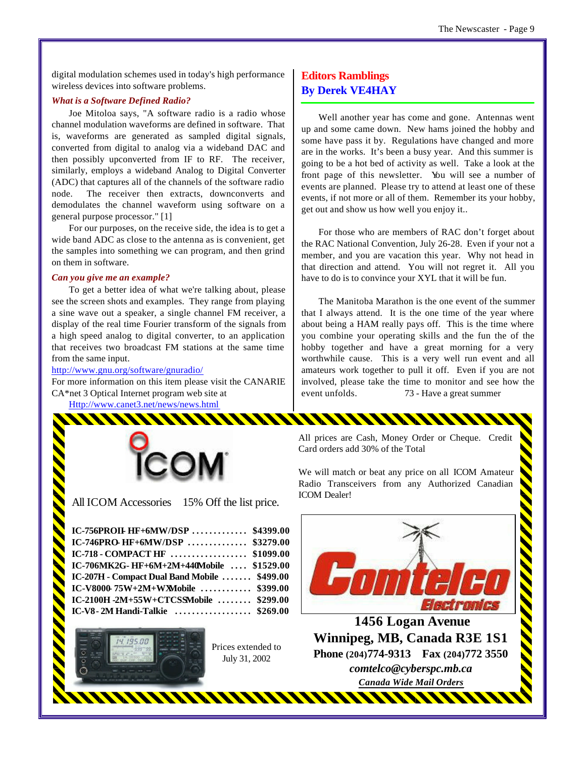digital modulation schemes used in today's high performance wireless devices into software problems.

### *What is a Software Defined Radio?*

Joe Mitoloa says, "A software radio is a radio whose channel modulation waveforms are defined in software. That is, waveforms are generated as sampled digital signals, converted from digital to analog via a wideband DAC and then possibly upconverted from IF to RF. The receiver, similarly, employs a wideband Analog to Digital Converter (ADC) that captures all of the channels of the software radio node. The receiver then extracts, downconverts and demodulates the channel waveform using software on a general purpose processor." [1]

For our purposes, on the receive side, the idea is to get a wide band ADC as close to the antenna as is convenient, get the samples into something we can program, and then grind on them in software.

### *Can you give me an example?*

To get a better idea of what we're talking about, please see the screen shots and examples. They range from playing a sine wave out a speaker, a single channel FM receiver, a display of the real time Fourier transform of the signals from a high speed analog to digital converter, to an application that receives two broadcast FM stations at the same time from the same input.

http://www.gnu.org/software/gnuradio/

For more information on this item please visit the CANARIE CA*net 3 Optical Internet program web site at

Http://www.canet3.net/news/news.html

## Editors Ramblings
## By Derek VE4HAY

Well another year has come and gone. Antennas went up and some came down. New hams joined the hobby and some have pass it by. Regulations have changed and more are in the works. It's been a busy year. And this summer is going to be a hot bed of activity as well. Take a look at the front page of this newsletter. You will see a number of events are planned. Please try to attend at least one of these events, if not more or all of them. Remember its your hobby, get out and show us how well you enjoy it..

For those who are members of RAC don't forget about the RAC National Convention, July 26-28. Even if your not a member, and you are vacation this year. Why not head in that direction and attend. You will not regret it. All you have to do is to convince your XYL that it will be fun.

The Manitoba Marathon is the one event of the summer that I always attend. It is the one time of the year where about being a HAM really pays off. This is the time where you combine your operating skills and the fun the of the hobby together and have a great morning for a very worthwhile cause. This is a very well run event and all amateurs work together to pull it off. Even if you are not involved, please take the time to monitor and see how the event unfolds. 73 - Have a great summer

---

**ICOM**

All ICOM Accessories 15% Off the list price.

| Model | Price |
|---|---|
| **IC-756PROII- HF+6MW/DSP** | **$4399.00** |
| **IC-746PRO- HF+6MW/DSP** | **$3279.00** |
| **IC-718 - COMPACT HF** | **$1099.00** |
| **IC-706MK2G- HF+6M+2M+440Mobile** | **$1529.00** |
| **IC-207H - Compact Dual Band Mobile** | **$499.00** |
| **IC-V8000- 75W+2M+WXMobile** | **$399.00** |
| **IC-2100H -2M+55W+CTCSSMobile** | **$299.00** |
| **IC-V8 - 2M Handi-Talkie** | **$269.00** |

Prices extended to July 31, 2002

All prices are Cash, Money Order or Cheque. Credit Card orders add 30% of the Total

We will match or beat any price on all ICOM Amateur Radio Transceivers from any Authorized Canadian ICOM Dealer!

**Comtelco Electronics**

**1456 Logan Avenue**
**Winnipeg, MB, Canada R3E 1S1**
**Phone (204)774-9313 Fax (204)772 3550**
***comtelco@cyberspc.mb.ca***
***Canada Wide Mail Orders***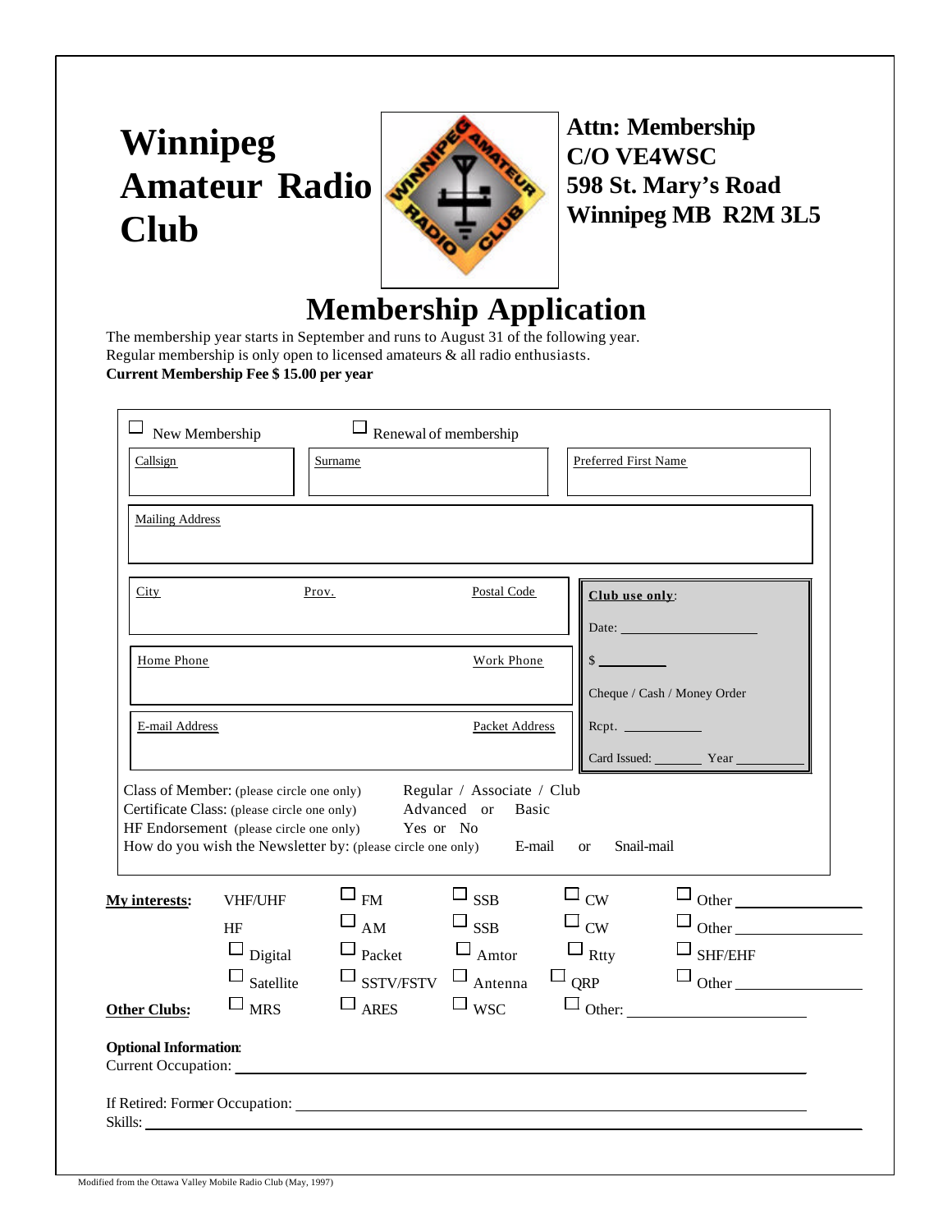# Winnipeg Amateur Radio Club

**Attn: Membership**
**C/O VE4WSC**
**598 St. Mary's Road**
**Winnipeg MB R2M 3L5**

## Membership Application

The membership year starts in September and runs to August 31 of the following year.
Regular membership is only open to licensed amateurs & all radio enthusiasts.
**Current Membership Fee $ 15.00 per year**

☐ New Membership ☐ Renewal of membership

Callsign

Surname

Preferred First Name

Mailing Address

City Prov. Postal Code

Home Phone Work Phone

E-mail Address Packet Address

**Club use only**:
Date: ____________________
$ ________
Cheque / Cash / Money Order
Rcpt. ____________
Card Issued: _______ Year __________

Class of Member: (please circle one only) Regular / Associate / Club
Certificate Class: (please circle one only) Advanced or Basic
HF Endorsement (please circle one only) Yes or No
How do you wish the Newsletter by: (please circle one only) E-mail or Snail-mail

| | | | | | |
|---|---|---|---|---|---|
| **My interests:** | VHF/UHF | ☐ FM | ☐ SSB | ☐ CW | ☐ Other ________ |
| | HF | ☐ AM | ☐ SSB | ☐ CW | ☐ Other ________ |
| | ☐ Digital | ☐ Packet | ☐ Amtor | ☐ Rtty | ☐ SHF/EHF |
| | ☐ Satellite | ☐ SSTV/FSTV | ☐ Antenna | ☐ QRP | ☐ Other ________ |
| **Other Clubs:** | ☐ MRS | ☐ ARES | ☐ WSC | ☐ Other: ________ | |

**Optional Information**:
Current Occupation: ____________________________________________

If Retired: Former Occupation: ____________________________________________
Skills: ____________________________________________

Modified from the Ottawa Valley Mobile Radio Club (May, 1997)